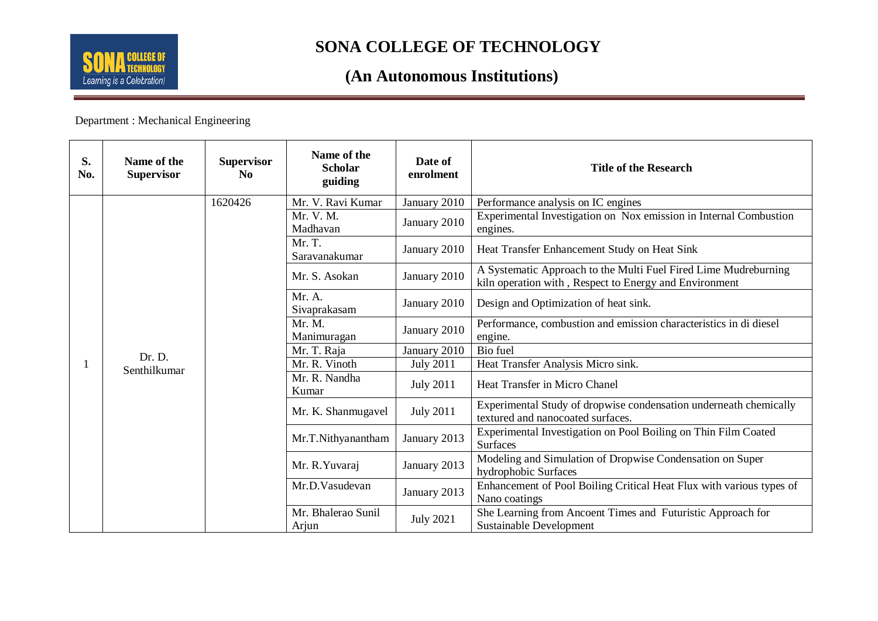# SONA COLLEGE OF TECHNOLOGY

## (An Autonomous Institutions)

Department : Mechanical Engineering

| S. No. | Name of the Supervisor | Supervisor No | Name of the Scholar guiding | Date of enrolment | Title of the Research |
|---|---|---|---|---|---|
| 1 | Dr. D. Senthilkumar | 1620426 | Mr. V. Ravi Kumar | January 2010 | Performance analysis on IC engines |
| | | | Mr. V. M. Madhavan | January 2010 | Experimental Investigation on Nox emission in Internal Combustion engines. |
| | | | Mr. T. Saravanakumar | January 2010 | Heat Transfer Enhancement Study on Heat Sink |
| | | | Mr. S. Asokan | January 2010 | A Systematic Approach to the Multi Fuel Fired Lime Mudreburning kiln operation with , Respect to Energy and Environment |
| | | | Mr. A. Sivaprakasam | January 2010 | Design and Optimization of heat sink. |
| | | | Mr. M. Manimuragan | January 2010 | Performance, combustion and emission characteristics in di diesel engine. |
| | | | Mr. T. Raja | January 2010 | Bio fuel |
| | | | Mr. R. Vinoth | July 2011 | Heat Transfer Analysis Micro sink. |
| | | | Mr. R. Nandha Kumar | July 2011 | Heat Transfer in Micro Chanel |
| | | | Mr. K. Shanmugavel | July 2011 | Experimental Study of dropwise condensation underneath chemically textured and nanocoated surfaces. |
| | | | Mr.T.Nithyanantham | January 2013 | Experimental Investigation on Pool Boiling on Thin Film Coated Surfaces |
| | | | Mr. R.Yuvaraj | January 2013 | Modeling and Simulation of Dropwise Condensation on Super hydrophobic Surfaces |
| | | | Mr.D.Vasudevan | January 2013 | Enhancement of Pool Boiling Critical Heat Flux with various types of Nano coatings |
| | | | Mr. Bhalerao Sunil Arjun | July 2021 | She Learning from Ancoent Times and Futuristic Approach for Sustainable Development |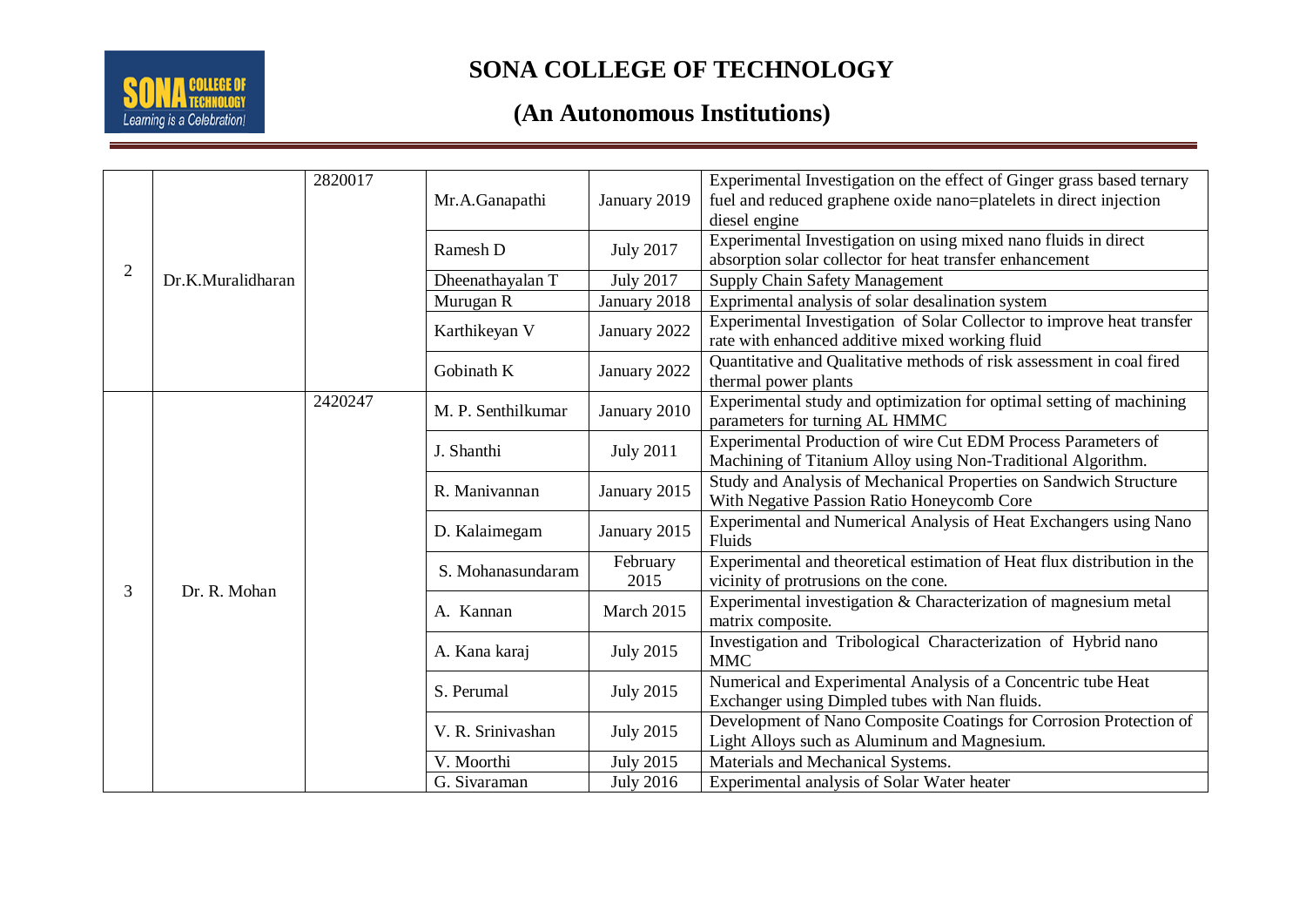# SONA COLLEGE OF TECHNOLOGY

## (An Autonomous Institutions)

| | | | | | |
|---|---|---|---|---|---|
| 2 | Dr.K.Muralidharan | 2820017 | Mr.A.Ganapathi | January 2019 | Experimental Investigation on the effect of Ginger grass based ternary fuel and reduced graphene oxide nano=platelets in direct injection diesel engine |
| | | | Ramesh D | July 2017 | Experimental Investigation on using mixed nano fluids in direct absorption solar collector for heat transfer enhancement |
| | | | Dheenathayalan T | July 2017 | Supply Chain Safety Management |
| | | | Murugan R | January 2018 | Exprimental analysis of solar desalination system |
| | | | Karthikeyan V | January 2022 | Experimental Investigation of Solar Collector to improve heat transfer rate with enhanced additive mixed working fluid |
| | | | Gobinath K | January 2022 | Quantitative and Qualitative methods of risk assessment in coal fired thermal power plants |
| 3 | Dr. R. Mohan | 2420247 | M. P. Senthilkumar | January 2010 | Experimental study and optimization for optimal setting of machining parameters for turning AL HMMC |
| | | | J. Shanthi | July 2011 | Experimental Production of wire Cut EDM Process Parameters of Machining of Titanium Alloy using Non-Traditional Algorithm. |
| | | | R. Manivannan | January 2015 | Study and Analysis of Mechanical Properties on Sandwich Structure With Negative Passion Ratio Honeycomb Core |
| | | | D. Kalaimegam | January 2015 | Experimental and Numerical Analysis of Heat Exchangers using Nano Fluids |
| | | | S. Mohanasundaram | February 2015 | Experimental and theoretical estimation of Heat flux distribution in the vicinity of protrusions on the cone. |
| | | | A. Kannan | March 2015 | Experimental investigation & Characterization of magnesium metal matrix composite. |
| | | | A. Kana karaj | July 2015 | Investigation and Tribological Characterization of Hybrid nano MMC |
| | | | S. Perumal | July 2015 | Numerical and Experimental Analysis of a Concentric tube Heat Exchanger using Dimpled tubes with Nan fluids. |
| | | | V. R. Srinivashan | July 2015 | Development of Nano Composite Coatings for Corrosion Protection of Light Alloys such as Aluminum and Magnesium. |
| | | | V. Moorthi | July 2015 | Materials and Mechanical Systems. |
| | | | G. Sivaraman | July 2016 | Experimental analysis of Solar Water heater |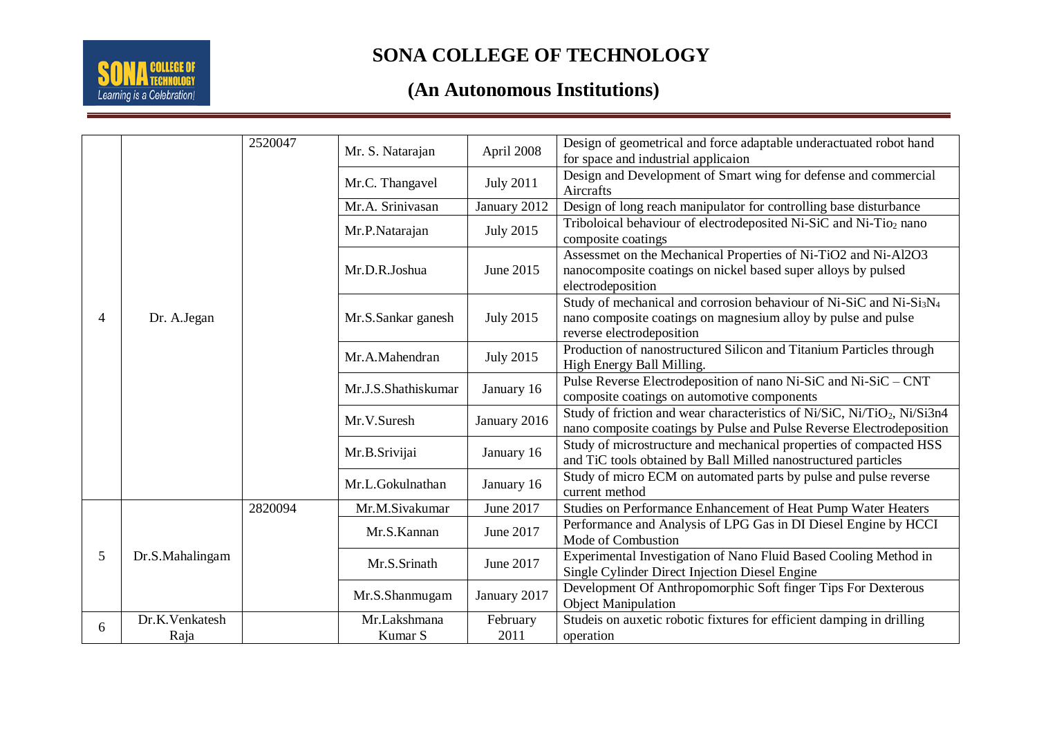# SONA COLLEGE OF TECHNOLOGY

## (An Autonomous Institutions)

| | | | | | |
|---|---|---|---|---|---|
| 4 | Dr. A.Jegan | 2520047 | Mr. S. Natarajan | April 2008 | Design of geometrical and force adaptable underactuated robot hand for space and industrial applicaion |
| | | | Mr.C. Thangavel | July 2011 | Design and Development of Smart wing for defense and commercial Aircrafts |
| | | | Mr.A. Srinivasan | January 2012 | Design of long reach manipulator for controlling base disturbance |
| | | | Mr.P.Natarajan | July 2015 | Triboloical behaviour of electrodeposited Ni-SiC and Ni-$Tio_2$ nano composite coatings |
| | | | Mr.D.R.Joshua | June 2015 | Assessmet on the Mechanical Properties of Ni-TiO2 and Ni-Al2O3 nanocomposite coatings on nickel based super alloys by pulsed electrodeposition |
| | | | Mr.S.Sankar ganesh | July 2015 | Study of mechanical and corrosion behaviour of Ni-SiC and Ni-$Si_3N_4$ nano composite coatings on magnesium alloy by pulse and pulse reverse electrodeposition |
| | | | Mr.A.Mahendran | July 2015 | Production of nanostructured Silicon and Titanium Particles through High Energy Ball Milling. |
| | | | Mr.J.S.Shathiskumar | January 16 | Pulse Reverse Electrodeposition of nano Ni-SiC and Ni-SiC – CNT composite coatings on automotive components |
| | | | Mr.V.Suresh | January 2016 | Study of friction and wear characteristics of Ni/SiC, Ni/$TiO_2$, Ni/Si3n4 nano composite coatings by Pulse and Pulse Reverse Electrodeposition |
| | | | Mr.B.Srivijai | January 16 | Study of microstructure and mechanical properties of compacted HSS and TiC tools obtained by Ball Milled nanostructured particles |
| | | | Mr.L.Gokulnathan | January 16 | Study of micro ECM on automated parts by pulse and pulse reverse current method |
| 5 | Dr.S.Mahalingam | 2820094 | Mr.M.Sivakumar | June 2017 | Studies on Performance Enhancement of Heat Pump Water Heaters |
| | | | Mr.S.Kannan | June 2017 | Performance and Analysis of LPG Gas in DI Diesel Engine by HCCI Mode of Combustion |
| | | | Mr.S.Srinath | June 2017 | Experimental Investigation of Nano Fluid Based Cooling Method in Single Cylinder Direct Injection Diesel Engine |
| | | | Mr.S.Shanmugam | January 2017 | Development Of Anthropomorphic Soft finger Tips For Dexterous Object Manipulation |
| 6 | Dr.K.Venkatesh Raja | | Mr.Lakshmana Kumar S | February 2011 | Studeis on auxetic robotic fixtures for efficient damping in drilling operation |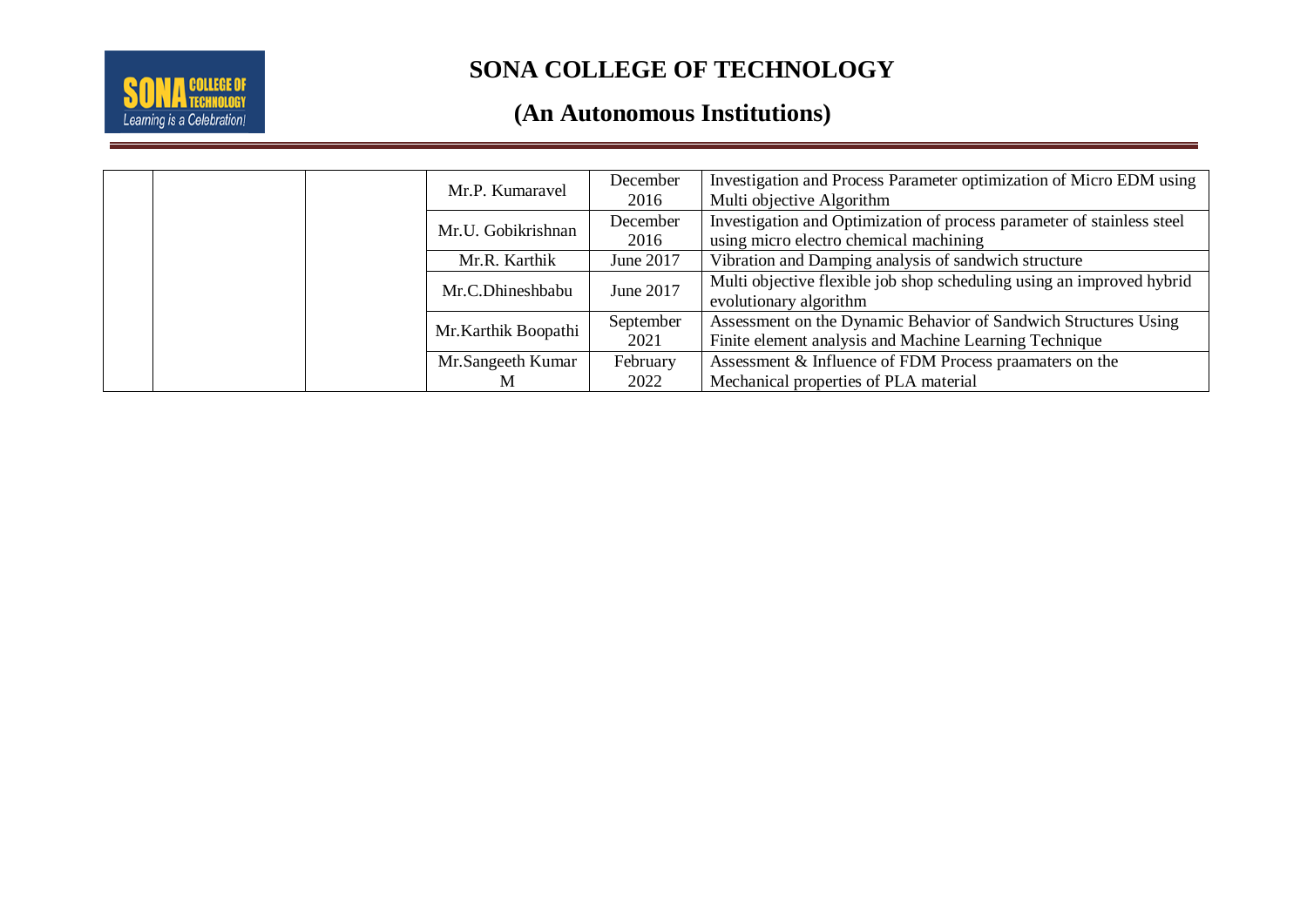# SONA COLLEGE OF TECHNOLOGY

## (An Autonomous Institutions)

| | | | | | |
|---|---|---|---|---|---|
| | | | Mr.P. Kumaravel | December 2016 | Investigation and Process Parameter optimization of Micro EDM using Multi objective Algorithm |
| | | | Mr.U. Gobikrishnan | December 2016 | Investigation and Optimization of process parameter of stainless steel using micro electro chemical machining |
| | | | Mr.R. Karthik | June 2017 | Vibration and Damping analysis of sandwich structure |
| | | | Mr.C.Dhineshbabu | June 2017 | Multi objective flexible job shop scheduling using an improved hybrid evolutionary algorithm |
| | | | Mr.Karthik Boopathi | September 2021 | Assessment on the Dynamic Behavior of Sandwich Structures Using Finite element analysis and Machine Learning Technique |
| | | | Mr.Sangeeth Kumar M | February 2022 | Assessment & Influence of FDM Process praamaters on the Mechanical properties of PLA material |